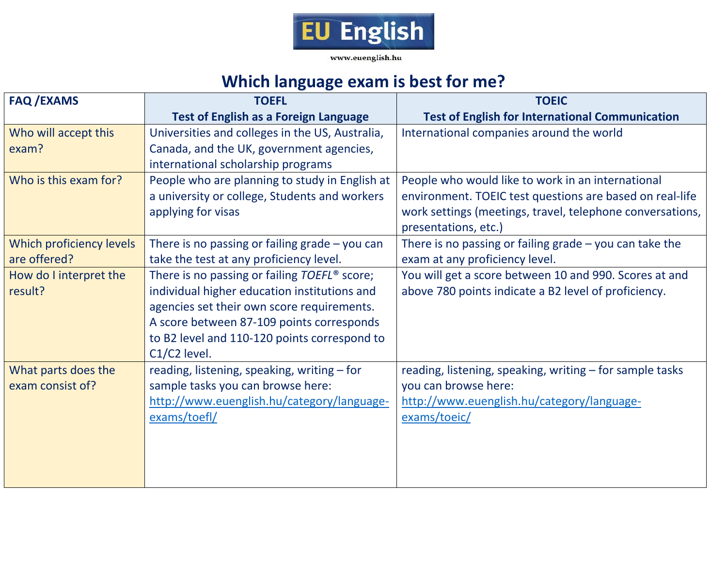EU English

www.euenglish.hu

# Which language exam is best for me?

| FAQ /EXAMS | TOEFL<br>Test of English as a Foreign Language | TOEIC<br>Test of English for International Communication |
|---|---|---|
| Who will accept this exam? | Universities and colleges in the US, Australia, Canada, and the UK, government agencies, international scholarship programs | International companies around the world |
| Who is this exam for? | People who are planning to study in English at a university or college, Students and workers applying for visas | People who would like to work in an international environment. TOEIC test questions are based on real-life work settings (meetings, travel, telephone conversations, presentations, etc.) |
| Which proficiency levels are offered? | There is no passing or failing grade – you can take the test at any proficiency level. | There is no passing or failing grade – you can take the exam at any proficiency level. |
| How do I interpret the result? | There is no passing or failing *TOEFL®* score; individual higher education institutions and agencies set their own score requirements. A score between 87-109 points corresponds to B2 level and 110-120 points correspond to C1/C2 level. | You will get a score between 10 and 990. Scores at and above 780 points indicate a B2 level of proficiency. |
| What parts does the exam consist of? | reading, listening, speaking, writing – for sample tasks you can browse here: [http://www.euenglish.hu/category/language-exams/toefl/](http://www.euenglish.hu/category/language-exams/toefl/) | reading, listening, speaking, writing – for sample tasks you can browse here: [http://www.euenglish.hu/category/language-exams/toeic/](http://www.euenglish.hu/category/language-exams/toeic/) |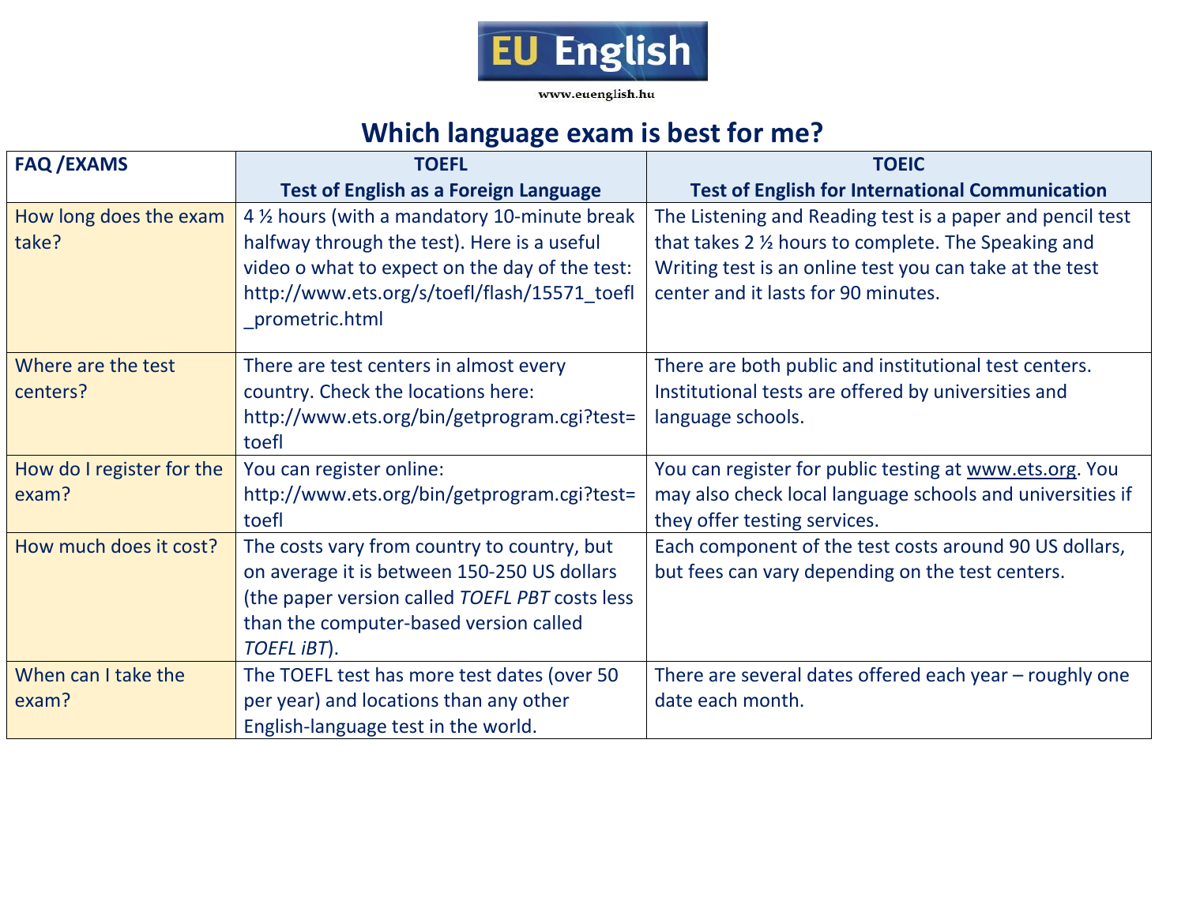EU English

www.euenglish.hu

# Which language exam is best for me?

| FAQ /EXAMS | TOEFL Test of English as a Foreign Language | TOEIC Test of English for International Communication |
|---|---|---|
| How long does the exam take? | 4 ½ hours (with a mandatory 10-minute break halfway through the test). Here is a useful video o what to expect on the day of the test: http://www.ets.org/s/toefl/flash/15571_toefl_prometric.html | The Listening and Reading test is a paper and pencil test that takes 2 ½ hours to complete. The Speaking and Writing test is an online test you can take at the test center and it lasts for 90 minutes. |
| Where are the test centers? | There are test centers in almost every country. Check the locations here: http://www.ets.org/bin/getprogram.cgi?test=toefl | There are both public and institutional test centers. Institutional tests are offered by universities and language schools. |
| How do I register for the exam? | You can register online: http://www.ets.org/bin/getprogram.cgi?test=toefl | You can register for public testing at www.ets.org. You may also check local language schools and universities if they offer testing services. |
| How much does it cost? | The costs vary from country to country, but on average it is between 150-250 US dollars (the paper version called *TOEFL PBT* costs less than the computer-based version called *TOEFL iBT*). | Each component of the test costs around 90 US dollars, but fees can vary depending on the test centers. |
| When can I take the exam? | The TOEFL test has more test dates (over 50 per year) and locations than any other English-language test in the world. | There are several dates offered each year – roughly one date each month. |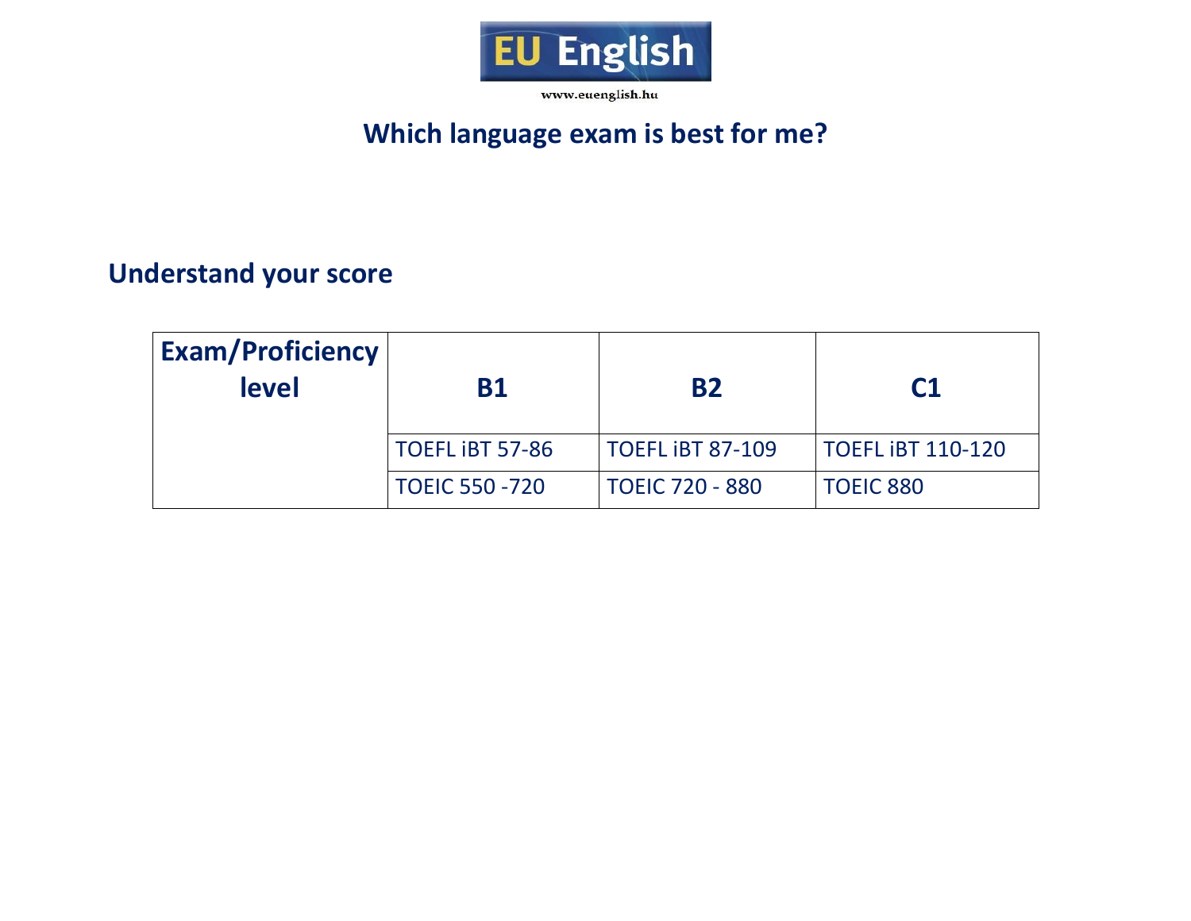EU English

www.euenglish.hu

## Which language exam is best for me?

## Understand your score

| Exam/Proficiency level | B1 | B2 | C1 |
|---|---|---|---|
| | TOEFL iBT 57-86 | TOEFL iBT 87-109 | TOEFL iBT 110-120 |
| | TOEIC 550 -720 | TOEIC 720 - 880 | TOEIC 880 |